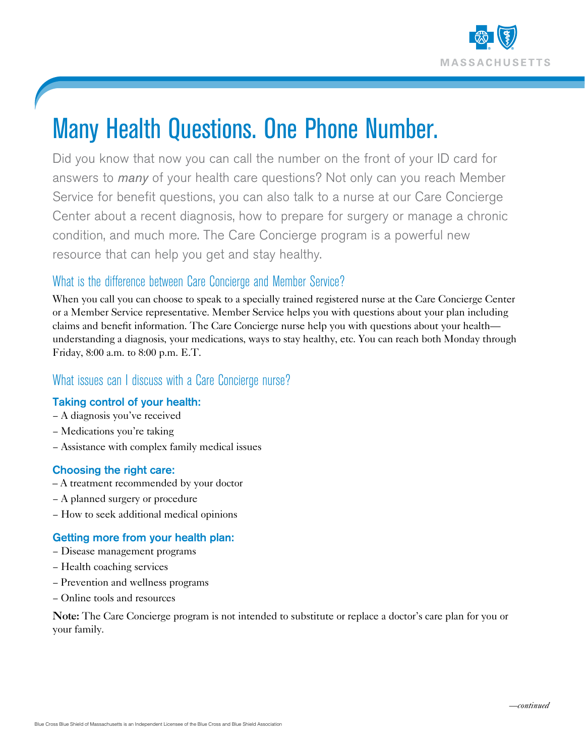MASSACHUSETTS

# Many Health Questions. One Phone Number.

Did you know that now you can call the number on the front of your ID card for answers to *many* of your health care questions? Not only can you reach Member Service for benefit questions, you can also talk to a nurse at our Care Concierge Center about a recent diagnosis, how to prepare for surgery or manage a chronic condition, and much more. The Care Concierge program is a powerful new resource that can help you get and stay healthy.

## What is the difference between Care Concierge and Member Service?

When you call you can choose to speak to a specially trained registered nurse at the Care Concierge Center or a Member Service representative. Member Service helps you with questions about your plan including claims and benefit information. The Care Concierge nurse help you with questions about your health—understanding a diagnosis, your medications, ways to stay healthy, etc. You can reach both Monday through Friday, 8:00 a.m. to 8:00 p.m. E.T.

## What issues can I discuss with a Care Concierge nurse?

### Taking control of your health:

– A diagnosis you've received
– Medications you're taking
– Assistance with complex family medical issues

### Choosing the right care:

– A treatment recommended by your doctor
– A planned surgery or procedure
– How to seek additional medical opinions

### Getting more from your health plan:

– Disease management programs
– Health coaching services
– Prevention and wellness programs
– Online tools and resources

**Note:** The Care Concierge program is not intended to substitute or replace a doctor's care plan for you or your family.

*—continued*

Blue Cross Blue Shield of Massachusetts is an Independent Licensee of the Blue Cross and Blue Shield Association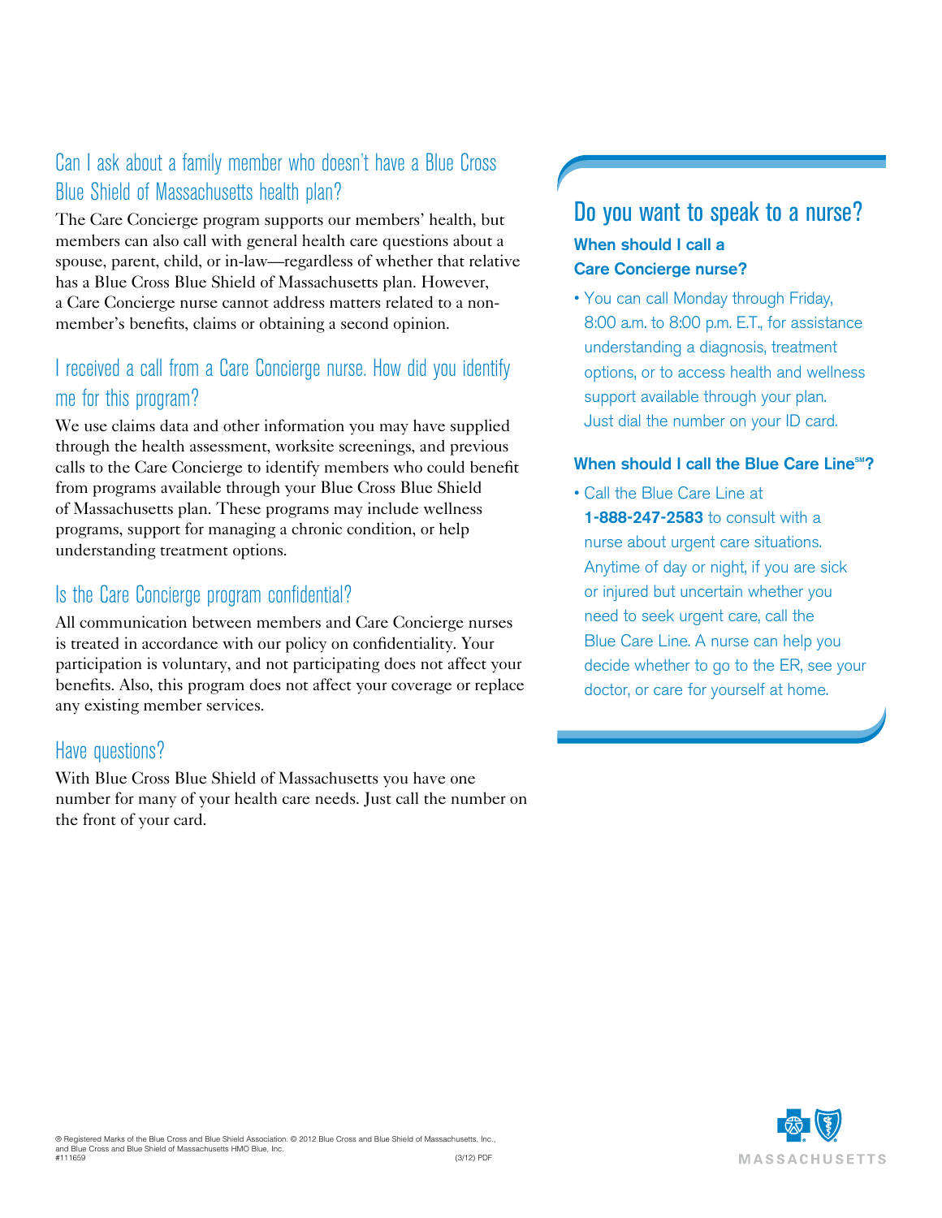## Can I ask about a family member who doesn't have a Blue Cross Blue Shield of Massachusetts health plan?

The Care Concierge program supports our members' health, but members can also call with general health care questions about a spouse, parent, child, or in-law—regardless of whether that relative has a Blue Cross Blue Shield of Massachusetts plan. However, a Care Concierge nurse cannot address matters related to a non-member's benefits, claims or obtaining a second opinion.

## I received a call from a Care Concierge nurse. How did you identify me for this program?

We use claims data and other information you may have supplied through the health assessment, worksite screenings, and previous calls to the Care Concierge to identify members who could benefit from programs available through your Blue Cross Blue Shield of Massachusetts plan. These programs may include wellness programs, support for managing a chronic condition, or help understanding treatment options.

## Is the Care Concierge program confidential?

All communication between members and Care Concierge nurses is treated in accordance with our policy on confidentiality. Your participation is voluntary, and not participating does not affect your benefits. Also, this program does not affect your coverage or replace any existing member services.

## Have questions?

With Blue Cross Blue Shield of Massachusetts you have one number for many of your health care needs. Just call the number on the front of your card.

## Do you want to speak to a nurse?

### When should I call a Care Concierge nurse?

- You can call Monday through Friday, 8:00 a.m. to 8:00 p.m. E.T., for assistance understanding a diagnosis, treatment options, or to access health and wellness support available through your plan. Just dial the number on your ID card.

### When should I call the Blue Care Line℠?

- Call the Blue Care Line at **1-888-247-2583** to consult with a nurse about urgent care situations. Anytime of day or night, if you are sick or injured but uncertain whether you need to seek urgent care, call the Blue Care Line. A nurse can help you decide whether to go to the ER, see your doctor, or care for yourself at home.

® Registered Marks of the Blue Cross and Blue Shield Association. © 2012 Blue Cross and Blue Shield of Massachusetts, Inc., and Blue Cross and Blue Shield of Massachusetts HMO Blue, Inc.
#111659 (3/12) PDF

MASSACHUSETTS